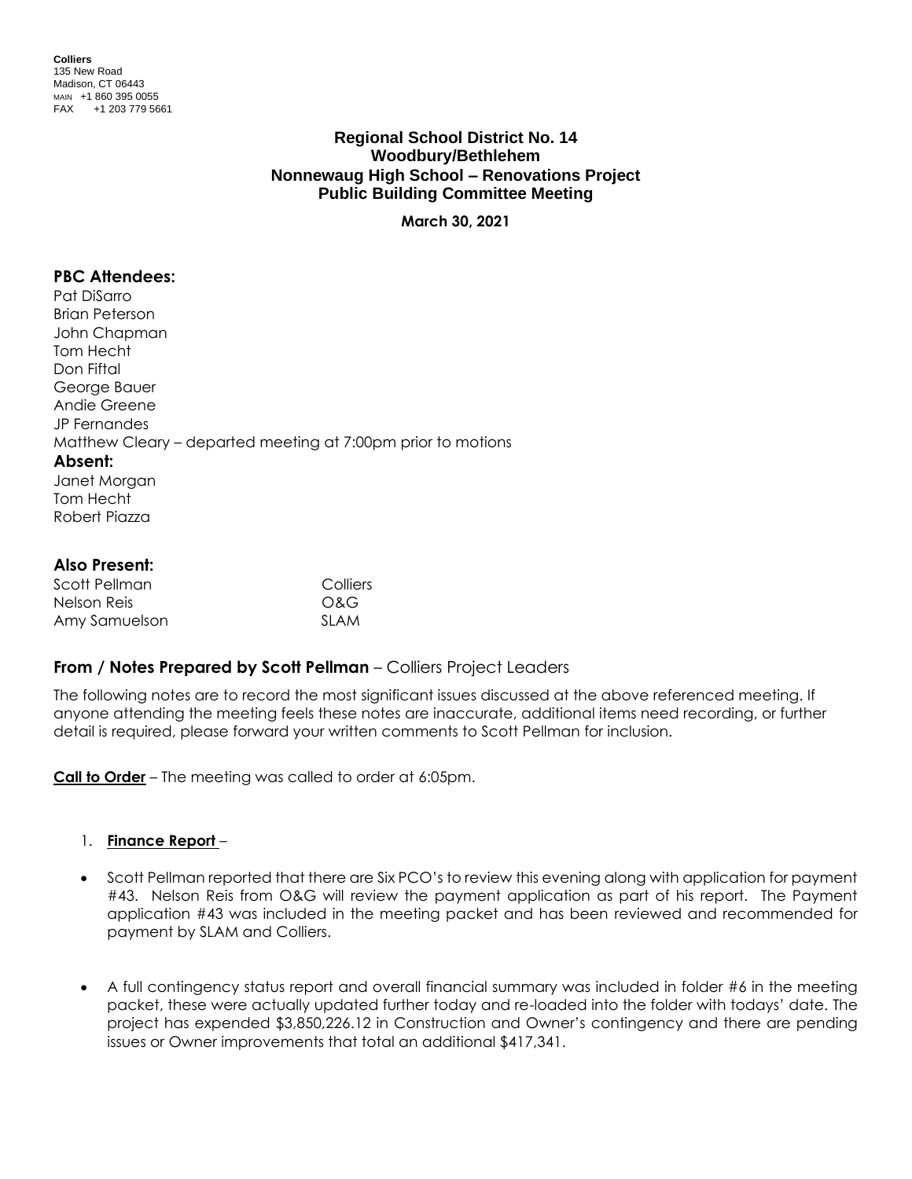**Colliers**
135 New Road
Madison, CT 06443
MAIN +1 860 395 0055
FAX +1 203 779 5661

# Regional School District No. 14
## Woodbury/Bethlehem
## Nonnewaug High School – Renovations Project
## Public Building Committee Meeting

**March 30, 2021**

### PBC Attendees:

Pat DiSarro
Brian Peterson
John Chapman
Tom Hecht
Don Fiftal
George Bauer
Andie Greene
JP Fernandes
Matthew Cleary – departed meeting at 7:00pm prior to motions

### Absent:

Janet Morgan
Tom Hecht
Robert Piazza

### Also Present:

| | |
|---|---|
| Scott Pellman | Colliers |
| Nelson Reis | O&G |
| Amy Samuelson | SLAM |

### From / Notes Prepared by Scott Pellman – Colliers Project Leaders

The following notes are to record the most significant issues discussed at the above referenced meeting. If anyone attending the meeting feels these notes are inaccurate, additional items need recording, or further detail is required, please forward your written comments to Scott Pellman for inclusion.

**Call to Order** – The meeting was called to order at 6:05pm.

1. **Finance Report** –

- Scott Pellman reported that there are Six PCO's to review this evening along with application for payment #43. Nelson Reis from O&G will review the payment application as part of his report. The Payment application #43 was included in the meeting packet and has been reviewed and recommended for payment by SLAM and Colliers.

- A full contingency status report and overall financial summary was included in folder #6 in the meeting packet, these were actually updated further today and re-loaded into the folder with todays' date. The project has expended $3,850,226.12 in Construction and Owner's contingency and there are pending issues or Owner improvements that total an additional $417,341.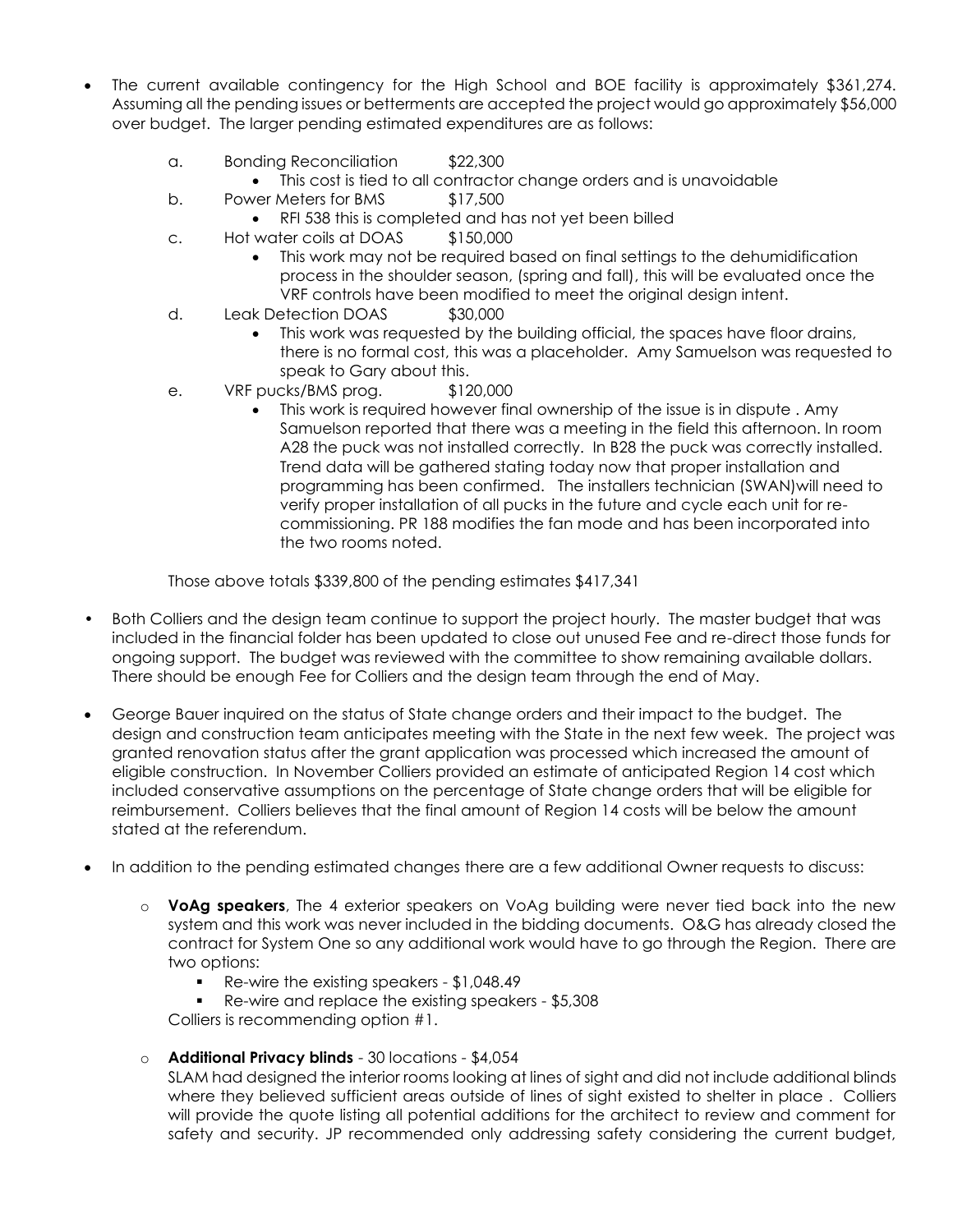- The current available contingency for the High School and BOE facility is approximately $361,274. Assuming all the pending issues or betterments are accepted the project would go approximately $56,000 over budget. The larger pending estimated expenditures are as follows:

  a. Bonding Reconciliation $22,300
     - This cost is tied to all contractor change orders and is unavoidable

  b. Power Meters for BMS $17,500
     - RFI 538 this is completed and has not yet been billed

  c. Hot water coils at DOAS $150,000
     - This work may not be required based on final settings to the dehumidification process in the shoulder season, (spring and fall), this will be evaluated once the VRF controls have been modified to meet the original design intent.

  d. Leak Detection DOAS $30,000
     - This work was requested by the building official, the spaces have floor drains, there is no formal cost, this was a placeholder. Amy Samuelson was requested to speak to Gary about this.

  e. VRF pucks/BMS prog. $120,000
     - This work is required however final ownership of the issue is in dispute . Amy Samuelson reported that there was a meeting in the field this afternoon. In room A28 the puck was not installed correctly. In B28 the puck was correctly installed. Trend data will be gathered stating today now that proper installation and programming has been confirmed. The installers technician (SWAN)will need to verify proper installation of all pucks in the future and cycle each unit for re-commissioning. PR 188 modifies the fan mode and has been incorporated into the two rooms noted.

  Those above totals $339,800 of the pending estimates $417,341

- Both Colliers and the design team continue to support the project hourly. The master budget that was included in the financial folder has been updated to close out unused Fee and re-direct those funds for ongoing support. The budget was reviewed with the committee to show remaining available dollars. There should be enough Fee for Colliers and the design team through the end of May.

- George Bauer inquired on the status of State change orders and their impact to the budget. The design and construction team anticipates meeting with the State in the next few week. The project was granted renovation status after the grant application was processed which increased the amount of eligible construction. In November Colliers provided an estimate of anticipated Region 14 cost which included conservative assumptions on the percentage of State change orders that will be eligible for reimbursement. Colliers believes that the final amount of Region 14 costs will be below the amount stated at the referendum.

- In addition to the pending estimated changes there are a few additional Owner requests to discuss:

  - **VoAg speakers**, The 4 exterior speakers on VoAg building were never tied back into the new system and this work was never included in the bidding documents. O&G has already closed the contract for System One so any additional work would have to go through the Region. There are two options:
    - Re-wire the existing speakers - $1,048.49
    - Re-wire and replace the existing speakers - $5,308

    Colliers is recommending option #1.

  - **Additional Privacy blinds** - 30 locations - $4,054
    SLAM had designed the interior rooms looking at lines of sight and did not include additional blinds where they believed sufficient areas outside of lines of sight existed to shelter in place . Colliers will provide the quote listing all potential additions for the architect to review and comment for safety and security. JP recommended only addressing safety considering the current budget,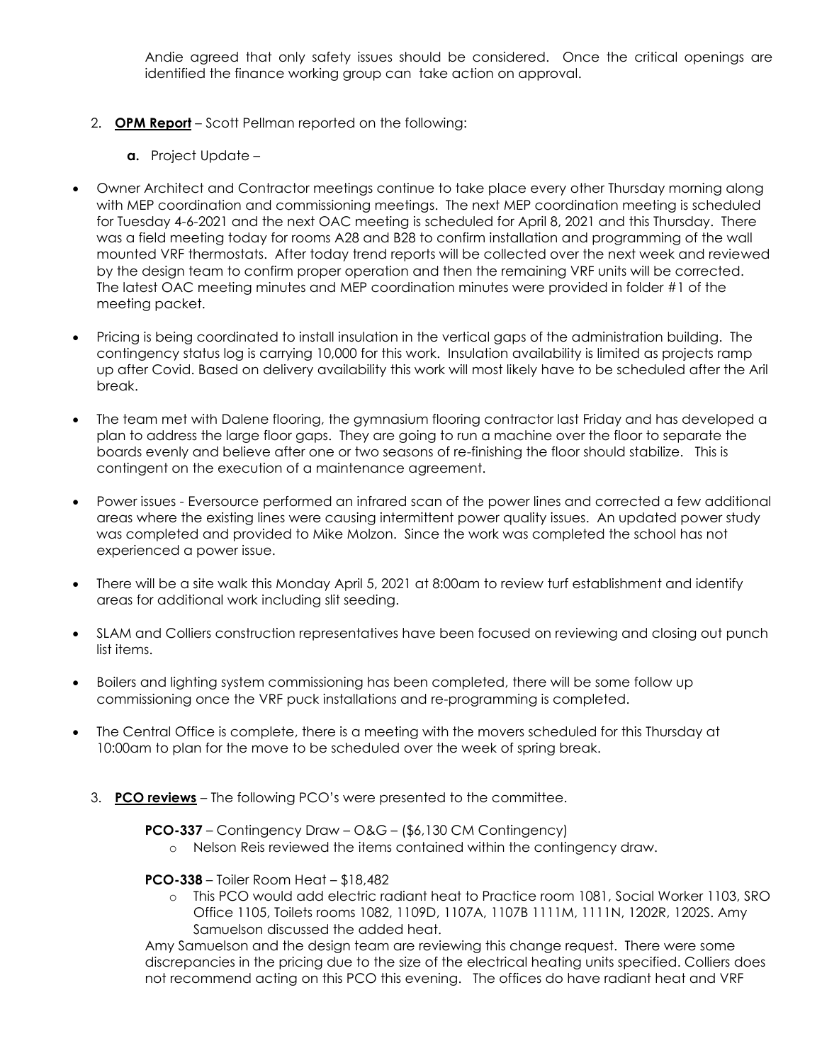Andie agreed that only safety issues should be considered. Once the critical openings are identified the finance working group can take action on approval.

2. **OPM Report** – Scott Pellman reported on the following:

   **a.** Project Update –

- Owner Architect and Contractor meetings continue to take place every other Thursday morning along with MEP coordination and commissioning meetings. The next MEP coordination meeting is scheduled for Tuesday 4-6-2021 and the next OAC meeting is scheduled for April 8, 2021 and this Thursday. There was a field meeting today for rooms A28 and B28 to confirm installation and programming of the wall mounted VRF thermostats. After today trend reports will be collected over the next week and reviewed by the design team to confirm proper operation and then the remaining VRF units will be corrected. The latest OAC meeting minutes and MEP coordination minutes were provided in folder #1 of the meeting packet.

- Pricing is being coordinated to install insulation in the vertical gaps of the administration building. The contingency status log is carrying 10,000 for this work. Insulation availability is limited as projects ramp up after Covid. Based on delivery availability this work will most likely have to be scheduled after the Aril break.

- The team met with Dalene flooring, the gymnasium flooring contractor last Friday and has developed a plan to address the large floor gaps. They are going to run a machine over the floor to separate the boards evenly and believe after one or two seasons of re-finishing the floor should stabilize. This is contingent on the execution of a maintenance agreement.

- Power issues - Eversource performed an infrared scan of the power lines and corrected a few additional areas where the existing lines were causing intermittent power quality issues. An updated power study was completed and provided to Mike Molzon. Since the work was completed the school has not experienced a power issue.

- There will be a site walk this Monday April 5, 2021 at 8:00am to review turf establishment and identify areas for additional work including slit seeding.

- SLAM and Colliers construction representatives have been focused on reviewing and closing out punch list items.

- Boilers and lighting system commissioning has been completed, there will be some follow up commissioning once the VRF puck installations and re-programming is completed.

- The Central Office is complete, there is a meeting with the movers scheduled for this Thursday at 10:00am to plan for the move to be scheduled over the week of spring break.

3. **PCO reviews** – The following PCO's were presented to the committee.

   **PCO-337** – Contingency Draw – O&G – ($6,130 CM Contingency)
   - Nelson Reis reviewed the items contained within the contingency draw.

   **PCO-338** – Toiler Room Heat – $18,482
   - This PCO would add electric radiant heat to Practice room 1081, Social Worker 1103, SRO Office 1105, Toilets rooms 1082, 1109D, 1107A, 1107B 1111M, 1111N, 1202R, 1202S. Amy Samuelson discussed the added heat.

   Amy Samuelson and the design team are reviewing this change request. There were some discrepancies in the pricing due to the size of the electrical heating units specified. Colliers does not recommend acting on this PCO this evening. The offices do have radiant heat and VRF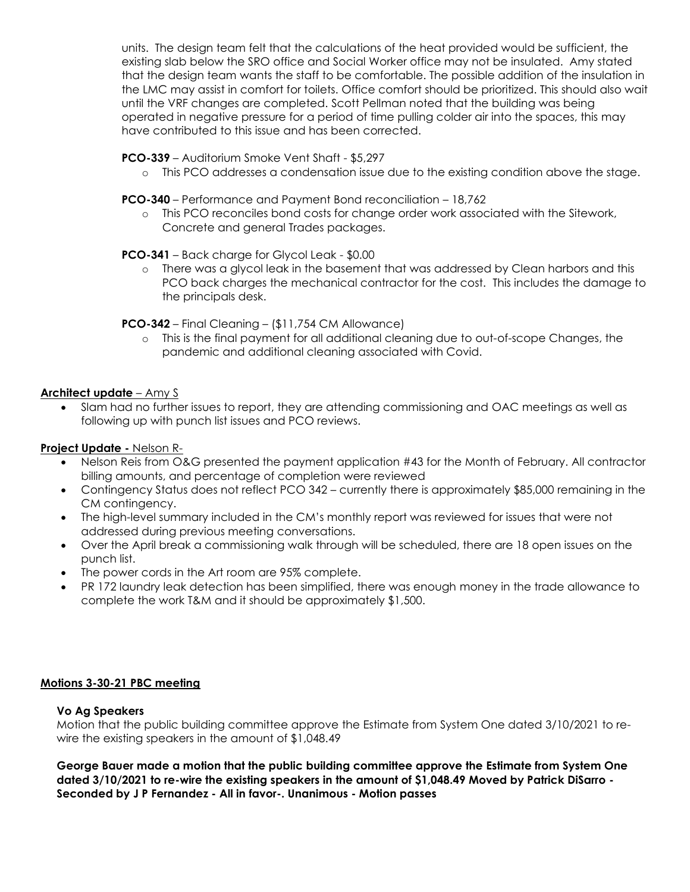units. The design team felt that the calculations of the heat provided would be sufficient, the existing slab below the SRO office and Social Worker office may not be insulated. Amy stated that the design team wants the staff to be comfortable. The possible addition of the insulation in the LMC may assist in comfort for toilets. Office comfort should be prioritized. This should also wait until the VRF changes are completed. Scott Pellman noted that the building was being operated in negative pressure for a period of time pulling colder air into the spaces, this may have contributed to this issue and has been corrected.

**PCO-339** – Auditorium Smoke Vent Shaft - $5,297

- This PCO addresses a condensation issue due to the existing condition above the stage.

**PCO-340** – Performance and Payment Bond reconciliation – 18,762

- This PCO reconciles bond costs for change order work associated with the Sitework, Concrete and general Trades packages.

**PCO-341** – Back charge for Glycol Leak - $0.00

- There was a glycol leak in the basement that was addressed by Clean harbors and this PCO back charges the mechanical contractor for the cost. This includes the damage to the principals desk.

**PCO-342** – Final Cleaning – ($11,754 CM Allowance)

- This is the final payment for all additional cleaning due to out-of-scope Changes, the pandemic and additional cleaning associated with Covid.

**Architect update** – Amy S

- Slam had no further issues to report, they are attending commissioning and OAC meetings as well as following up with punch list issues and PCO reviews.

**Project Update -** Nelson R-

- Nelson Reis from O&G presented the payment application #43 for the Month of February. All contractor billing amounts, and percentage of completion were reviewed
- Contingency Status does not reflect PCO 342 – currently there is approximately $85,000 remaining in the CM contingency.
- The high-level summary included in the CM's monthly report was reviewed for issues that were not addressed during previous meeting conversations.
- Over the April break a commissioning walk through will be scheduled, there are 18 open issues on the punch list.
- The power cords in the Art room are 95% complete.
- PR 172 laundry leak detection has been simplified, there was enough money in the trade allowance to complete the work T&M and it should be approximately $1,500.

**Motions 3-30-21 PBC meeting**

**Vo Ag Speakers**

Motion that the public building committee approve the Estimate from System One dated 3/10/2021 to re-wire the existing speakers in the amount of $1,048.49

**George Bauer made a motion that the public building committee approve the Estimate from System One dated 3/10/2021 to re-wire the existing speakers in the amount of $1,048.49 Moved by Patrick DiSarro - Seconded by J P Fernandez - All in favor-. Unanimous - Motion passes**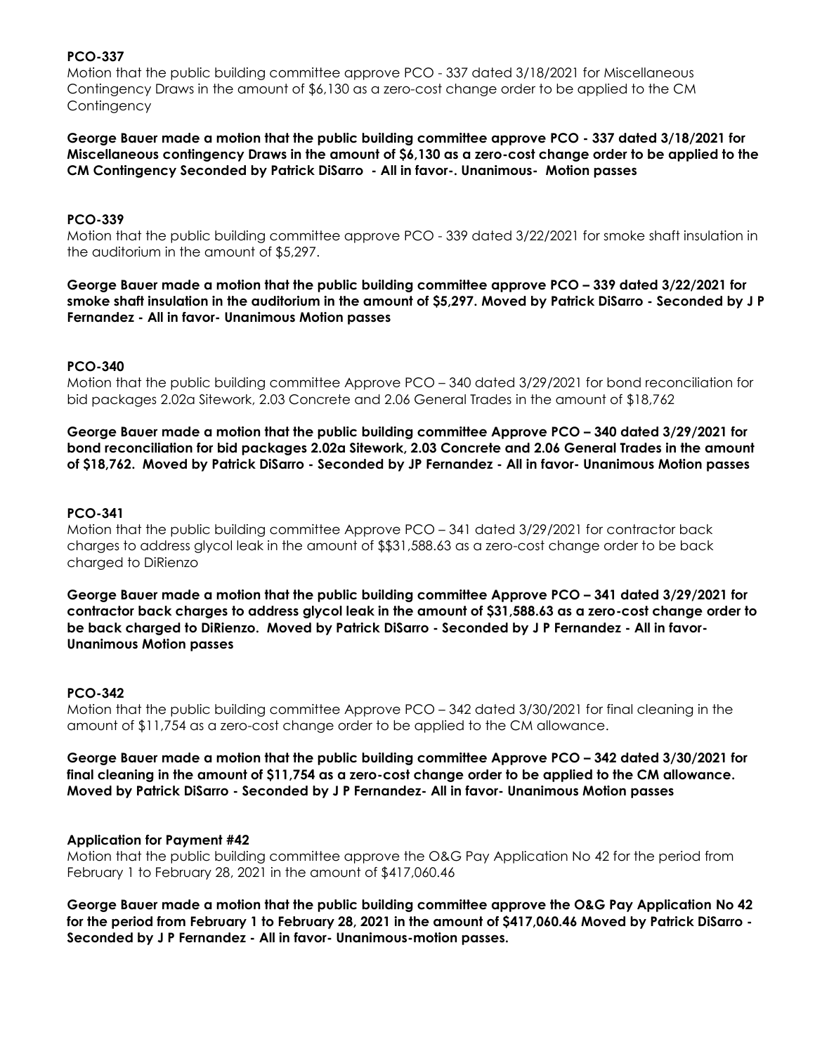**PCO-337**

Motion that the public building committee approve PCO - 337 dated 3/18/2021 for Miscellaneous Contingency Draws in the amount of $6,130 as a zero-cost change order to be applied to the CM Contingency

**George Bauer made a motion that the public building committee approve PCO - 337 dated 3/18/2021 for Miscellaneous contingency Draws in the amount of $6,130 as a zero-cost change order to be applied to the CM Contingency Seconded by Patrick DiSarro - All in favor-. Unanimous- Motion passes**

**PCO-339**

Motion that the public building committee approve PCO - 339 dated 3/22/2021 for smoke shaft insulation in the auditorium in the amount of $5,297.

**George Bauer made a motion that the public building committee approve PCO – 339 dated 3/22/2021 for smoke shaft insulation in the auditorium in the amount of $5,297. Moved by Patrick DiSarro - Seconded by J P Fernandez - All in favor- Unanimous Motion passes**

**PCO-340**

Motion that the public building committee Approve PCO – 340 dated 3/29/2021 for bond reconciliation for bid packages 2.02a Sitework, 2.03 Concrete and 2.06 General Trades in the amount of $18,762

**George Bauer made a motion that the public building committee Approve PCO – 340 dated 3/29/2021 for bond reconciliation for bid packages 2.02a Sitework, 2.03 Concrete and 2.06 General Trades in the amount of $18,762. Moved by Patrick DiSarro - Seconded by JP Fernandez - All in favor- Unanimous Motion passes**

**PCO-341**

Motion that the public building committee Approve PCO – 341 dated 3/29/2021 for contractor back charges to address glycol leak in the amount of $$31,588.63 as a zero-cost change order to be back charged to DiRienzo

**George Bauer made a motion that the public building committee Approve PCO – 341 dated 3/29/2021 for contractor back charges to address glycol leak in the amount of $31,588.63 as a zero-cost change order to be back charged to DiRienzo. Moved by Patrick DiSarro - Seconded by J P Fernandez - All in favor- Unanimous Motion passes**

**PCO-342**

Motion that the public building committee Approve PCO – 342 dated 3/30/2021 for final cleaning in the amount of $11,754 as a zero-cost change order to be applied to the CM allowance.

**George Bauer made a motion that the public building committee Approve PCO – 342 dated 3/30/2021 for final cleaning in the amount of $11,754 as a zero-cost change order to be applied to the CM allowance. Moved by Patrick DiSarro - Seconded by J P Fernandez- All in favor- Unanimous Motion passes**

**Application for Payment #42**

Motion that the public building committee approve the O&G Pay Application No 42 for the period from February 1 to February 28, 2021 in the amount of $417,060.46

**George Bauer made a motion that the public building committee approve the O&G Pay Application No 42 for the period from February 1 to February 28, 2021 in the amount of $417,060.46 Moved by Patrick DiSarro - Seconded by J P Fernandez - All in favor- Unanimous-motion passes.**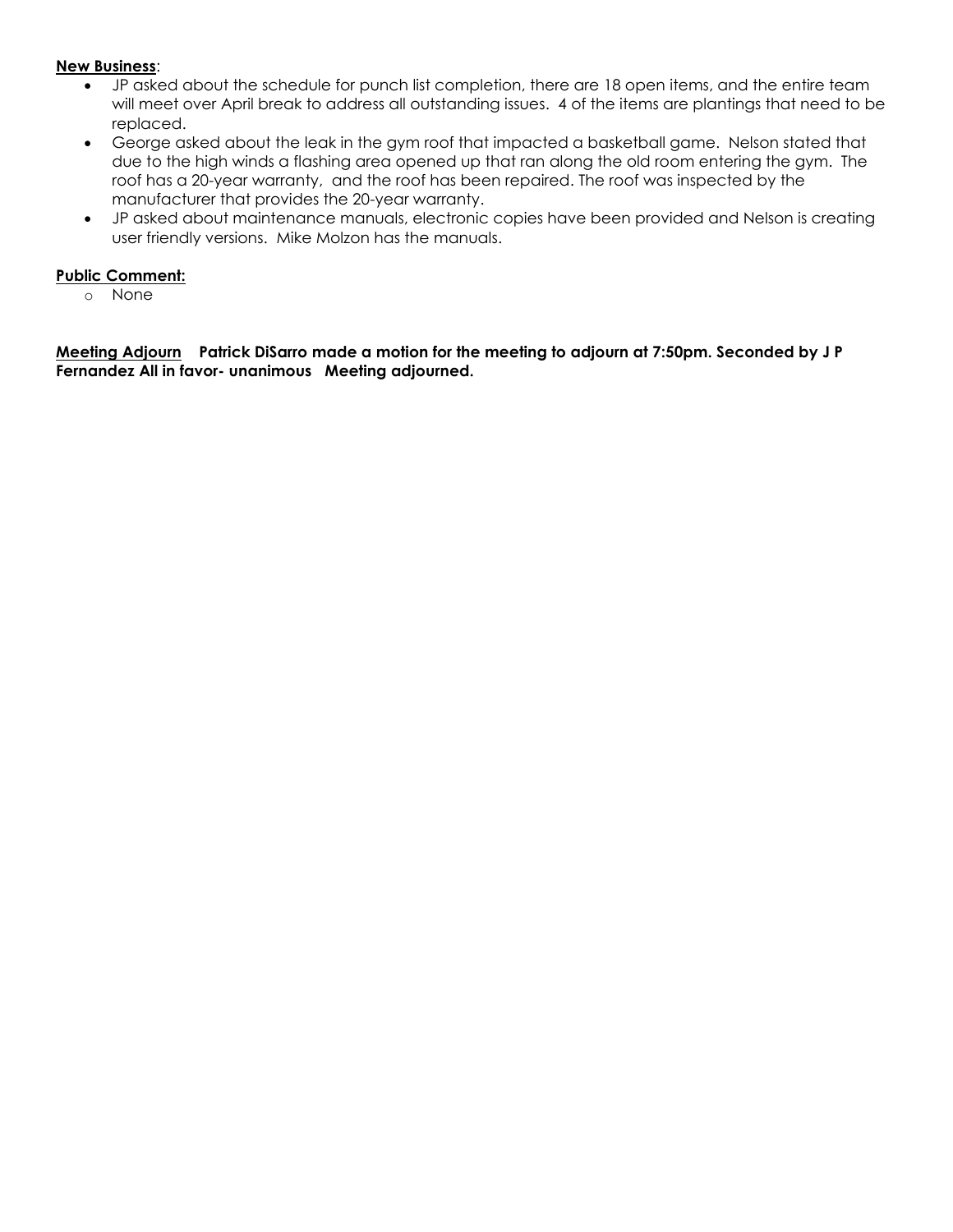**New Business**:

- JP asked about the schedule for punch list completion, there are 18 open items, and the entire team will meet over April break to address all outstanding issues.  4 of the items are plantings that need to be replaced.
- George asked about the leak in the gym roof that impacted a basketball game.  Nelson stated that due to the high winds a flashing area opened up that ran along the old room entering the gym.  The roof has a 20-year warranty,  and the roof has been repaired. The roof was inspected by the manufacturer that provides the 20-year warranty.
- JP asked about maintenance manuals, electronic copies have been provided and Nelson is creating user friendly versions.  Mike Molzon has the manuals.

**Public Comment:**

- None

**Meeting Adjourn**    **Patrick DiSarro made a motion for the meeting to adjourn at 7:50pm. Seconded by J P Fernandez All in favor- unanimous   Meeting adjourned.**